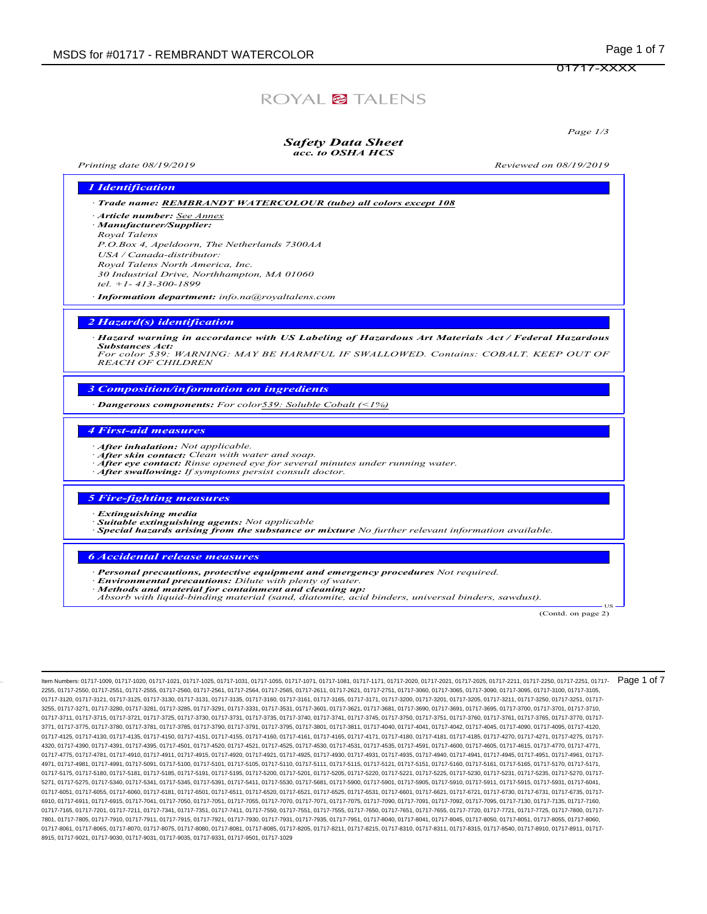01717-XXXX

ROYAL TALENS

## Safety Data Sheet
*acc. to OSHA HCS*

Printing date 08/19/2019 Reviewed on 08/19/2019

### 1 Identification

· **Trade name:** **REMBRANDT WATERCOLOUR (tube) all colors except 108**

· **Article number:** See Annex

· **Manufacturer/Supplier:**
Royal Talens
P.O.Box 4, Apeldoorn, The Netherlands 7300AA
USA / Canada-distributor:
Royal Talens North America, Inc.
30 Industrial Drive, Northhampton, MA 01060
tel. +1- 413-300-1899

· **Information department:** info.na@royaltalens.com

### 2 Hazard(s) identification

· **Hazard warning in accordance with US Labeling of Hazardous Art Materials Act / Federal Hazardous Substances Act:**
For color 539: WARNING: MAY BE HARMFUL IF SWALLOWED. Contains: COBALT. KEEP OUT OF REACH OF CHILDREN

### 3 Composition/information on ingredients

· **Dangerous components:** For color539: Soluble Cobalt (<1%)

### 4 First-aid measures

· **After inhalation:** Not applicable.
· **After skin contact:** Clean with water and soap.
· **After eye contact:** Rinse opened eye for several minutes under running water.
· **After swallowing:** If symptoms persist consult doctor.

### 5 Fire-fighting measures

· **Extinguishing media**
· **Suitable extinguishing agents:** Not applicable
· **Special hazards arising from the substance or mixture** No further relevant information available.

### 6 Accidental release measures

· **Personal precautions, protective equipment and emergency procedures** Not required.
· **Environmental precautions:** Dilute with plenty of water.
· **Methods and material for containment and cleaning up:**
Absorb with liquid-binding material (sand, diatomite, acid binders, universal binders, sawdust).

(Contd. on page 2)

Item Numbers: 01717-1009, 01717-1020, 01717-1021, 01717-1025, 01717-1031, 01717-1055, 01717-1071, 01717-1081, 01717-1171, 01717-2020, 01717-2021, 01717-2025, 01717-2211, 01717-2250, 01717-2251, 01717-2255, 01717-2550, 01717-2551, 01717-2555, 01717-2560, 01717-2561, 01717-2564, 01717-2565, 01717-2611, 01717-2621, 01717-2751, 01717-3060, 01717-3065, 01717-3090, 01717-3095, 01717-3100, 01717-3105, 01717-3120, 01717-3121, 01717-3125, 01717-3130, 01717-3131, 01717-3135, 01717-3160, 01717-3161, 01717-3165, 01717-3171, 01717-3200, 01717-3201, 01717-3205, 01717-3211, 01717-3250, 01717-3251, 01717-3255, 01717-3271, 01717-3280, 01717-3281, 01717-3285, 01717-3291, 01717-3331, 01717-3531, 01717-3601, 01717-3621, 01717-3681, 01717-3690, 01717-3691, 01717-3695, 01717-3700, 01717-3701, 01717-3710, 01717-3711, 01717-3715, 01717-3721, 01717-3725, 01717-3730, 01717-3731, 01717-3735, 01717-3740, 01717-3741, 01717-3745, 01717-3750, 01717-3751, 01717-3760, 01717-3761, 01717-3765, 01717-3770, 01717-3771, 01717-3775, 01717-3780, 01717-3781, 01717-3785, 01717-3790, 01717-3791, 01717-3795, 01717-3801, 01717-3811, 01717-4040, 01717-4041, 01717-4042, 01717-4045, 01717-4090, 01717-4095, 01717-4120, 01717-4125, 01717-4130, 01717-4135, 01717-4150, 01717-4151, 01717-4155, 01717-4160, 01717-4161, 01717-4165, 01717-4171, 01717-4180, 01717-4181, 01717-4185, 01717-4270, 01717-4271, 01717-4275, 01717-4320, 01717-4390, 01717-4391, 01717-4395, 01717-4501, 01717-4520, 01717-4521, 01717-4525, 01717-4530, 01717-4531, 01717-4535, 01717-4591, 01717-4600, 01717-4605, 01717-4615, 01717-4770, 01717-4771, 01717-4775, 01717-4781, 01717-4910, 01717-4911, 01717-4915, 01717-4920, 01717-4921, 01717-4925, 01717-4930, 01717-4931, 01717-4935, 01717-4940, 01717-4941, 01717-4945, 01717-4951, 01717-4961, 01717-4971, 01717-4981, 01717-4991, 01717-5091, 01717-5100, 01717-5101, 01717-5105, 01717-5110, 01717-5111, 01717-5115, 01717-5121, 01717-5151, 01717-5160, 01717-5161, 01717-5165, 01717-5170, 01717-5171, 01717-5175, 01717-5180, 01717-5181, 01717-5185, 01717-5191, 01717-5195, 01717-5200, 01717-5201, 01717-5205, 01717-5220, 01717-5221, 01717-5225, 01717-5230, 01717-5231, 01717-5235, 01717-5270, 01717-5271, 01717-5275, 01717-5340, 01717-5341, 01717-5345, 01717-5391, 01717-5411, 01717-5530, 01717-5681, 01717-5900, 01717-5901, 01717-5905, 01717-5910, 01717-5911, 01717-5915, 01717-5931, 01717-6041, 01717-6051, 01717-6055, 01717-6060, 01717-6181, 01717-6501, 01717-6511, 01717-6520, 01717-6521, 01717-6525, 01717-6531, 01717-6601, 01717-6621, 01717-6721, 01717-6730, 01717-6731, 01717-6735, 01717-6910, 01717-6911, 01717-6915, 01717-7041, 01717-7050, 01717-7051, 01717-7055, 01717-7070, 01717-7071, 01717-7075, 01717-7090, 01717-7091, 01717-7092, 01717-7095, 01717-7130, 01717-7135, 01717-7160, 01717-7165, 01717-7201, 01717-7211, 01717-7341, 01717-7351, 01717-7411, 01717-7550, 01717-7551, 01717-7555, 01717-7650, 01717-7651, 01717-7655, 01717-7720, 01717-7721, 01717-7725, 01717-7800, 01717-7801, 01717-7805, 01717-7910, 01717-7911, 01717-7915, 01717-7921, 01717-7930, 01717-7931, 01717-7935, 01717-7951, 01717-8040, 01717-8041, 01717-8045, 01717-8050, 01717-8051, 01717-8055, 01717-8060, 01717-8061, 01717-8065, 01717-8070, 01717-8075, 01717-8080, 01717-8081, 01717-8085, 01717-8205, 01717-8211, 01717-8215, 01717-8310, 01717-8311, 01717-8315, 01717-8540, 01717-8910, 01717-8911, 01717-8915, 01717-9021, 01717-9030, 01717-9031, 01717-9035, 01717-9331, 01717-9501, 01717-1029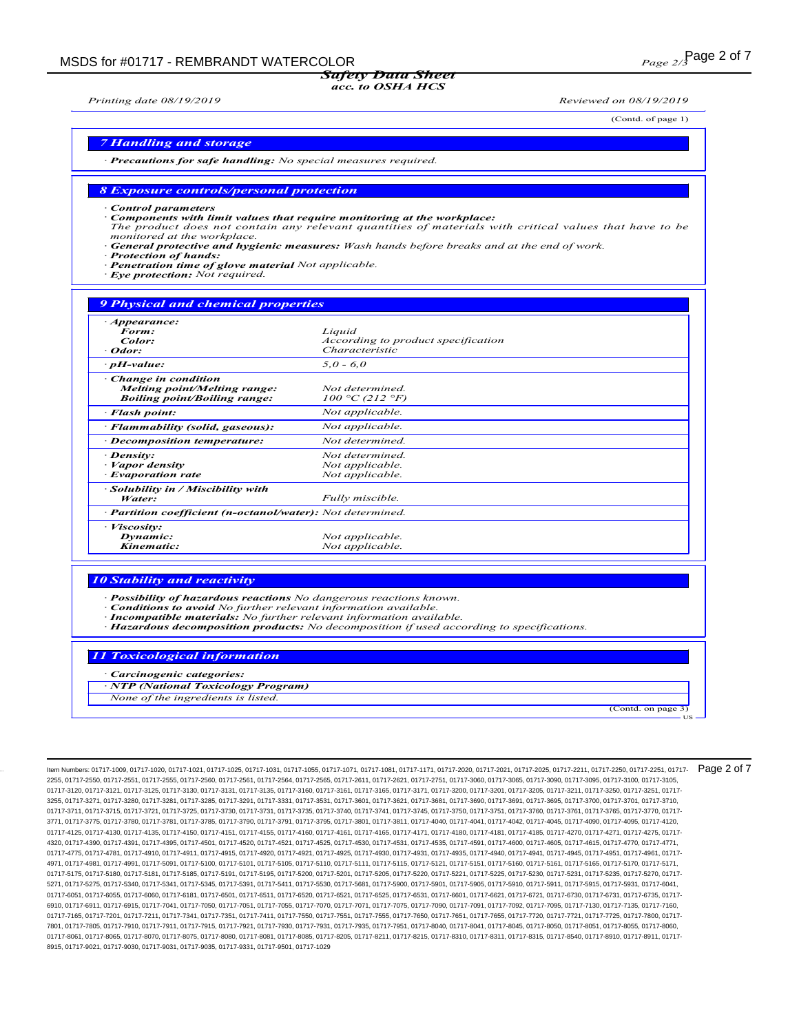(Contd. of page 1)

## 7 Handling and storage

· **Precautions for safe handling:** No special measures required.

## 8 Exposure controls/personal protection

· **Control parameters**
· **Components with limit values that require monitoring at the workplace:**
The product does not contain any relevant quantities of materials with critical values that have to be monitored at the workplace.
· **General protective and hygienic measures:** Wash hands before breaks and at the end of work.
· **Protection of hands:**
· **Penetration time of glove material** Not applicable.
· **Eye protection:** Not required.

## 9 Physical and chemical properties

| | |
|---|---|
| · **Appearance:** | |
| **Form:** | Liquid |
| **Color:** | According to product specification |
| · **Odor:** | Characteristic |
| · **pH-value:** | 5.0 - 6.0 |
| · **Change in condition** | |
| **Melting point/Melting range:** | Not determined. |
| **Boiling point/Boiling range:** | 100 °C (212 °F) |
| · **Flash point:** | Not applicable. |
| · **Flammability (solid, gaseous):** | Not applicable. |
| · **Decomposition temperature:** | Not determined. |
| · **Density:** | Not determined. |
| · **Vapor density** | Not applicable. |
| · **Evaporation rate** | Not applicable. |
| · **Solubility in / Miscibility with** | |
| **Water:** | Fully miscible. |
| · **Partition coefficient (n-octanol/water):** | Not determined. |
| · **Viscosity:** | |
| **Dynamic:** | Not applicable. |
| **Kinematic:** | Not applicable. |

## 10 Stability and reactivity

· **Possibility of hazardous reactions** No dangerous reactions known.
· **Conditions to avoid** No further relevant information available.
· **Incompatible materials:** No further relevant information available.
· **Hazardous decomposition products:** No decomposition if used according to specifications.

## 11 Toxicological information

· **Carcinogenic categories:**

· **NTP (National Toxicology Program)**

None of the ingredients is listed.

(Contd. on page 3)

Item Numbers: 01717-1009, 01717-1020, 01717-1021, 01717-1025, 01717-1031, 01717-1055, 01717-1071, 01717-1081, 01717-1171, 01717-2020, 01717-2021, 01717-2025, 01717-2211, 01717-2250, 01717-2251, 01717-2255, 01717-2550, 01717-2551, 01717-2555, 01717-2560, 01717-2561, 01717-2564, 01717-2565, 01717-2611, 01717-2621, 01717-2751, 01717-3060, 01717-3065, 01717-3090, 01717-3095, 01717-3100, 01717-3105, 01717-3120, 01717-3121, 01717-3125, 01717-3130, 01717-3131, 01717-3135, 01717-3160, 01717-3161, 01717-3165, 01717-3171, 01717-3200, 01717-3201, 01717-3205, 01717-3211, 01717-3250, 01717-3251, 01717-3255, 01717-3271, 01717-3280, 01717-3281, 01717-3285, 01717-3291, 01717-3331, 01717-3531, 01717-3601, 01717-3621, 01717-3681, 01717-3690, 01717-3691, 01717-3695, 01717-3700, 01717-3701, 01717-3710, 01717-3711, 01717-3715, 01717-3721, 01717-3725, 01717-3730, 01717-3731, 01717-3735, 01717-3740, 01717-3741, 01717-3745, 01717-3750, 01717-3751, 01717-3760, 01717-3761, 01717-3765, 01717-3770, 01717-3771, 01717-3775, 01717-3780, 01717-3781, 01717-3785, 01717-3790, 01717-3791, 01717-3795, 01717-3801, 01717-3811, 01717-4040, 01717-4041, 01717-4042, 01717-4045, 01717-4090, 01717-4095, 01717-4120, 01717-4125, 01717-4130, 01717-4135, 01717-4150, 01717-4151, 01717-4155, 01717-4160, 01717-4161, 01717-4165, 01717-4171, 01717-4180, 01717-4181, 01717-4185, 01717-4270, 01717-4271, 01717-4275, 01717-4320, 01717-4390, 01717-4391, 01717-4395, 01717-4501, 01717-4520, 01717-4521, 01717-4525, 01717-4530, 01717-4531, 01717-4535, 01717-4591, 01717-4600, 01717-4605, 01717-4615, 01717-4770, 01717-4771, 01717-4775, 01717-4781, 01717-4910, 01717-4911, 01717-4915, 01717-4920, 01717-4921, 01717-4925, 01717-4930, 01717-4931, 01717-4935, 01717-4940, 01717-4941, 01717-4945, 01717-4951, 01717-4961, 01717-4971, 01717-4981, 01717-4991, 01717-5091, 01717-5100, 01717-5101, 01717-5105, 01717-5110, 01717-5111, 01717-5115, 01717-5121, 01717-5151, 01717-5160, 01717-5161, 01717-5165, 01717-5170, 01717-5171, 01717-5175, 01717-5180, 01717-5181, 01717-5185, 01717-5191, 01717-5195, 01717-5200, 01717-5201, 01717-5205, 01717-5220, 01717-5221, 01717-5225, 01717-5230, 01717-5231, 01717-5235, 01717-5270, 01717-5271, 01717-5275, 01717-5340, 01717-5341, 01717-5345, 01717-5391, 01717-5411, 01717-5530, 01717-5681, 01717-5900, 01717-5901, 01717-5905, 01717-5910, 01717-5911, 01717-5915, 01717-5931, 01717-6041, 01717-6051, 01717-6055, 01717-6060, 01717-6181, 01717-6501, 01717-6511, 01717-6520, 01717-6521, 01717-6525, 01717-6531, 01717-6601, 01717-6621, 01717-6721, 01717-6730, 01717-6731, 01717-6735, 01717-6910, 01717-6911, 01717-6915, 01717-7041, 01717-7050, 01717-7051, 01717-7055, 01717-7070, 01717-7071, 01717-7075, 01717-7090, 01717-7091, 01717-7092, 01717-7095, 01717-7130, 01717-7135, 01717-7160, 01717-7165, 01717-7201, 01717-7211, 01717-7341, 01717-7351, 01717-7411, 01717-7550, 01717-7551, 01717-7555, 01717-7650, 01717-7651, 01717-7655, 01717-7720, 01717-7721, 01717-7725, 01717-7800, 01717-7801, 01717-7805, 01717-7910, 01717-7911, 01717-7915, 01717-7921, 01717-7930, 01717-7931, 01717-7935, 01717-7951, 01717-8040, 01717-8041, 01717-8045, 01717-8050, 01717-8051, 01717-8055, 01717-8060, 01717-8061, 01717-8065, 01717-8070, 01717-8075, 01717-8080, 01717-8081, 01717-8085, 01717-8205, 01717-8211, 01717-8215, 01717-8310, 01717-8311, 01717-8315, 01717-8540, 01717-8910, 01717-8911, 01717-8915, 01717-9021, 01717-9030, 01717-9031, 01717-9035, 01717-9331, 01717-9501, 01717-1029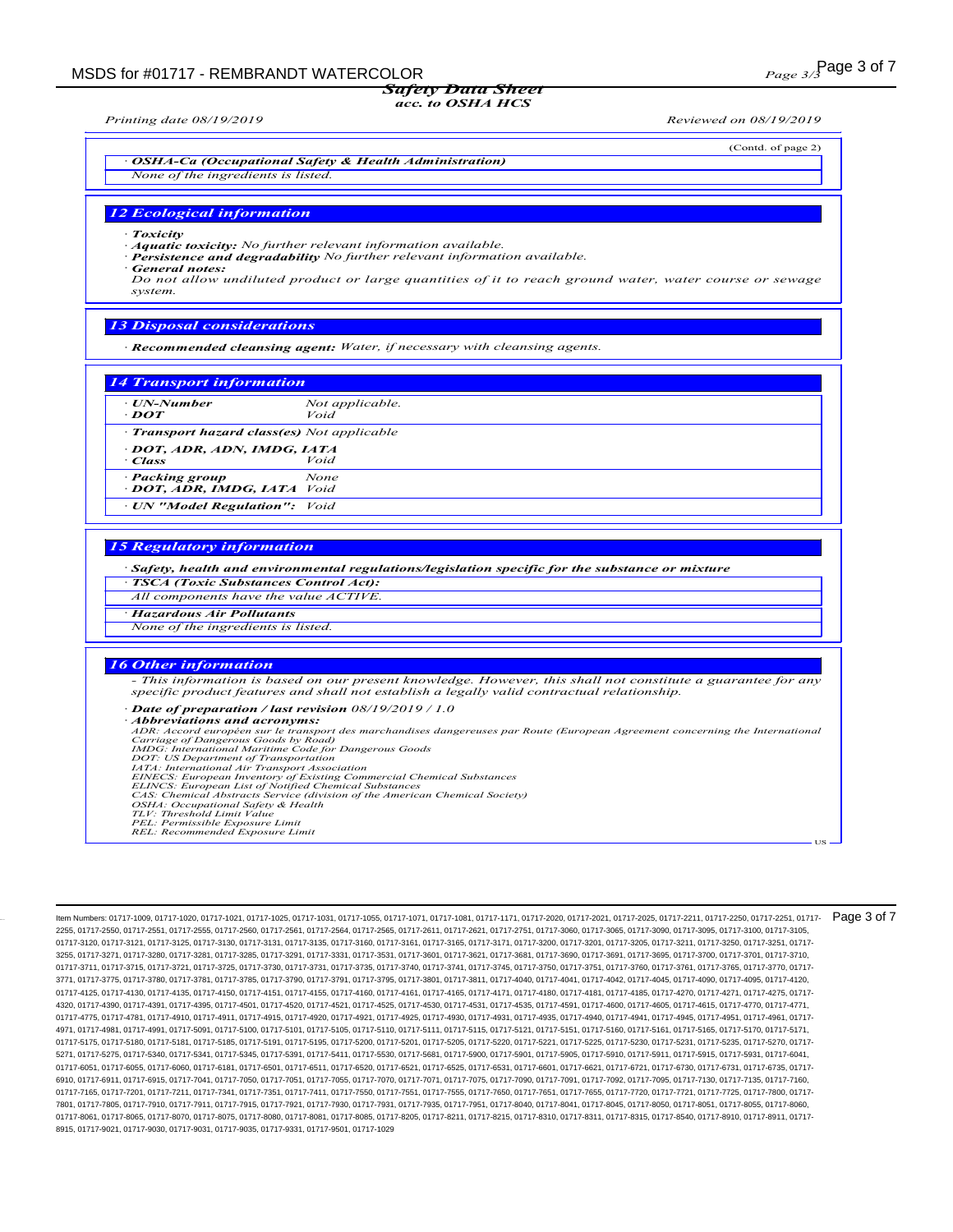(Contd. of page 2)

· **OSHA-Ca (Occupational Safety & Health Administration)**

*None of the ingredients is listed.*

## 12 Ecological information

· **Toxicity**

· **Aquatic toxicity:** *No further relevant information available.*

· **Persistence and degradability** *No further relevant information available.*

· **General notes:**

*Do not allow undiluted product or large quantities of it to reach ground water, water course or sewage system.*

## 13 Disposal considerations

· **Recommended cleansing agent:** *Water, if necessary with cleansing agents.*

## 14 Transport information

| | |
|---|---|
| · **UN-Number** | *Not applicable.* |
| · **DOT** | *Void* |
| · **Transport hazard class(es)** | *Not applicable* |
| · **DOT, ADR, ADN, IMDG, IATA** | |
| · **Class** | *Void* |
| · **Packing group** | *None* |
| · **DOT, ADR, IMDG, IATA** | *Void* |
| · **UN "Model Regulation":** | *Void* |

## 15 Regulatory information

· **Safety, health and environmental regulations/legislation specific for the substance or mixture**

· **TSCA (Toxic Substances Control Act):**

*All components have the value ACTIVE.*

· **Hazardous Air Pollutants**

*None of the ingredients is listed.*

## 16 Other information

*- This information is based on our present knowledge. However, this shall not constitute a guarantee for any specific product features and shall not establish a legally valid contractual relationship.*

· **Date of preparation / last revision** *08/19/2019 / 1.0*

· **Abbreviations and acronyms:**

*ADR: Accord européen sur le transport des marchandises dangereuses par Route (European Agreement concerning the International Carriage of Dangerous Goods by Road)*
*IMDG: International Maritime Code for Dangerous Goods*
*DOT: US Department of Transportation*
*IATA: International Air Transport Association*
*EINECS: European Inventory of Existing Commercial Chemical Substances*
*ELINCS: European List of Notified Chemical Substances*
*CAS: Chemical Abstracts Service (division of the American Chemical Society)*
*OSHA: Occupational Safety & Health*
*TLV: Threshold Limit Value*
*PEL: Permissible Exposure Limit*
*REL: Recommended Exposure Limit*

US

Item Numbers: 01717-1009, 01717-1020, 01717-1021, 01717-1025, 01717-1031, 01717-1055, 01717-1071, 01717-1081, 01717-1171, 01717-2020, 01717-2021, 01717-2025, 01717-2211, 01717-2250, 01717-2251, 01717-2255, 01717-2550, 01717-2551, 01717-2555, 01717-2560, 01717-2561, 01717-2564, 01717-2565, 01717-2611, 01717-2621, 01717-2751, 01717-3060, 01717-3065, 01717-3090, 01717-3095, 01717-3100, 01717-3105, 01717-3120, 01717-3121, 01717-3125, 01717-3130, 01717-3131, 01717-3135, 01717-3160, 01717-3161, 01717-3165, 01717-3171, 01717-3200, 01717-3201, 01717-3205, 01717-3211, 01717-3250, 01717-3251, 01717-3255, 01717-3271, 01717-3280, 01717-3281, 01717-3285, 01717-3291, 01717-3331, 01717-3531, 01717-3601, 01717-3621, 01717-3681, 01717-3690, 01717-3691, 01717-3695, 01717-3700, 01717-3701, 01717-3710, 01717-3711, 01717-3715, 01717-3721, 01717-3725, 01717-3730, 01717-3731, 01717-3735, 01717-3740, 01717-3741, 01717-3745, 01717-3750, 01717-3751, 01717-3760, 01717-3761, 01717-3765, 01717-3770, 01717-3771, 01717-3775, 01717-3780, 01717-3781, 01717-3785, 01717-3790, 01717-3791, 01717-3795, 01717-3801, 01717-3811, 01717-4040, 01717-4041, 01717-4042, 01717-4045, 01717-4090, 01717-4095, 01717-4120, 01717-4125, 01717-4130, 01717-4135, 01717-4150, 01717-4151, 01717-4155, 01717-4160, 01717-4161, 01717-4165, 01717-4171, 01717-4180, 01717-4181, 01717-4185, 01717-4270, 01717-4271, 01717-4275, 01717-4320, 01717-4390, 01717-4391, 01717-4395, 01717-4501, 01717-4520, 01717-4521, 01717-4525, 01717-4530, 01717-4531, 01717-4535, 01717-4591, 01717-4600, 01717-4605, 01717-4615, 01717-4770, 01717-4771, 01717-4775, 01717-4781, 01717-4910, 01717-4911, 01717-4915, 01717-4920, 01717-4921, 01717-4925, 01717-4930, 01717-4931, 01717-4935, 01717-4940, 01717-4941, 01717-4945, 01717-4951, 01717-4961, 01717-4971, 01717-4981, 01717-4991, 01717-5091, 01717-5100, 01717-5101, 01717-5105, 01717-5110, 01717-5111, 01717-5115, 01717-5121, 01717-5151, 01717-5160, 01717-5161, 01717-5165, 01717-5170, 01717-5171, 01717-5175, 01717-5180, 01717-5181, 01717-5185, 01717-5191, 01717-5195, 01717-5200, 01717-5201, 01717-5205, 01717-5220, 01717-5221, 01717-5225, 01717-5230, 01717-5231, 01717-5235, 01717-5270, 01717-5271, 01717-5275, 01717-5340, 01717-5341, 01717-5345, 01717-5391, 01717-5411, 01717-5530, 01717-5681, 01717-5900, 01717-5901, 01717-5905, 01717-5910, 01717-5911, 01717-5915, 01717-5931, 01717-6041, 01717-6051, 01717-6055, 01717-6060, 01717-6181, 01717-6501, 01717-6511, 01717-6520, 01717-6521, 01717-6525, 01717-6531, 01717-6601, 01717-6621, 01717-6721, 01717-6730, 01717-6731, 01717-6735, 01717-6910, 01717-6911, 01717-6915, 01717-7041, 01717-7050, 01717-7051, 01717-7055, 01717-7070, 01717-7071, 01717-7075, 01717-7090, 01717-7091, 01717-7092, 01717-7095, 01717-7130, 01717-7135, 01717-7160, 01717-7165, 01717-7201, 01717-7211, 01717-7341, 01717-7351, 01717-7411, 01717-7550, 01717-7551, 01717-7555, 01717-7650, 01717-7651, 01717-7655, 01717-7720, 01717-7721, 01717-7725, 01717-7800, 01717-7801, 01717-7805, 01717-7910, 01717-7911, 01717-7915, 01717-7921, 01717-7930, 01717-7931, 01717-7935, 01717-7951, 01717-8040, 01717-8041, 01717-8045, 01717-8050, 01717-8051, 01717-8055, 01717-8060, 01717-8061, 01717-8065, 01717-8070, 01717-8075, 01717-8080, 01717-8081, 01717-8085, 01717-8205, 01717-8211, 01717-8215, 01717-8310, 01717-8311, 01717-8315, 01717-8540, 01717-8910, 01717-8911, 01717-8915, 01717-9021, 01717-9030, 01717-9031, 01717-9035, 01717-9331, 01717-9501, 01717-1029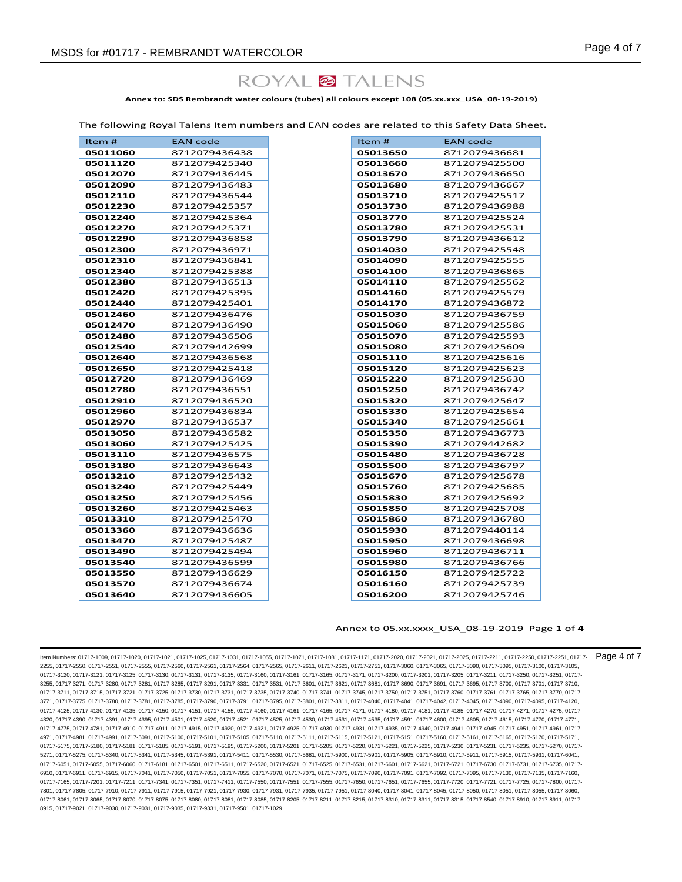ROYAL TALENS

**Annex to: SDS Rembrandt water colours (tubes) all colours except 108 (05.xx.xxx_USA_08-19-2019)**

The following Royal Talens Item numbers and EAN codes are related to this Safety Data Sheet.

| Item # | EAN code |
|---|---|
| **05011060** | 8712079436438 |
| **05011120** | 8712079425340 |
| **05012070** | 8712079436445 |
| **05012090** | 8712079436483 |
| **05012110** | 8712079436544 |
| **05012230** | 8712079425357 |
| **05012240** | 8712079425364 |
| **05012270** | 8712079425371 |
| **05012290** | 8712079436858 |
| **05012300** | 8712079436971 |
| **05012310** | 8712079436841 |
| **05012340** | 8712079425388 |
| **05012380** | 8712079436513 |
| **05012420** | 8712079425395 |
| **05012440** | 8712079425401 |
| **05012460** | 8712079436476 |
| **05012470** | 8712079436490 |
| **05012480** | 8712079436506 |
| **05012540** | 8712079442699 |
| **05012640** | 8712079436568 |
| **05012650** | 8712079425418 |
| **05012720** | 8712079436469 |
| **05012780** | 8712079436551 |
| **05012910** | 8712079436520 |
| **05012960** | 8712079436834 |
| **05012970** | 8712079436537 |
| **05013050** | 8712079436582 |
| **05013060** | 8712079425425 |
| **05013110** | 8712079436575 |
| **05013180** | 8712079436643 |
| **05013210** | 8712079425432 |
| **05013240** | 8712079425449 |
| **05013250** | 8712079425456 |
| **05013260** | 8712079425463 |
| **05013310** | 8712079425470 |
| **05013360** | 8712079436636 |
| **05013470** | 8712079425487 |
| **05013490** | 8712079425494 |
| **05013540** | 8712079436599 |
| **05013550** | 8712079436629 |
| **05013570** | 8712079436674 |
| **05013640** | 8712079436605 |

| Item # | EAN code |
|---|---|
| **05013650** | 8712079436681 |
| **05013660** | 8712079425500 |
| **05013670** | 8712079436650 |
| **05013680** | 8712079436667 |
| **05013710** | 8712079425517 |
| **05013730** | 8712079436988 |
| **05013770** | 8712079425524 |
| **05013780** | 8712079425531 |
| **05013790** | 8712079436612 |
| **05014030** | 8712079425548 |
| **05014090** | 8712079425555 |
| **05014100** | 8712079436865 |
| **05014110** | 8712079425562 |
| **05014160** | 8712079425579 |
| **05014170** | 8712079436872 |
| **05015030** | 8712079436759 |
| **05015060** | 8712079425586 |
| **05015070** | 8712079425593 |
| **05015080** | 8712079425609 |
| **05015110** | 8712079425616 |
| **05015120** | 8712079425623 |
| **05015220** | 8712079425630 |
| **05015250** | 8712079436742 |
| **05015320** | 8712079425647 |
| **05015330** | 8712079425654 |
| **05015340** | 8712079425661 |
| **05015350** | 8712079436773 |
| **05015390** | 8712079442682 |
| **05015480** | 8712079436728 |
| **05015500** | 8712079436797 |
| **05015670** | 8712079425678 |
| **05015760** | 8712079425685 |
| **05015830** | 8712079425692 |
| **05015850** | 8712079425708 |
| **05015860** | 8712079436780 |
| **05015930** | 8712079440114 |
| **05015950** | 8712079436698 |
| **05015960** | 8712079436711 |
| **05015980** | 8712079436766 |
| **05016150** | 8712079425722 |
| **05016160** | 8712079425739 |
| **05016200** | 8712079425746 |

Annex to 05.xx.xxxx_USA_08-19-2019 Page **1** of **4**

Item Numbers: 01717-1009, 01717-1020, 01717-1021, 01717-1025, 01717-1031, 01717-1055, 01717-1071, 01717-1081, 01717-1171, 01717-2020, 01717-2021, 01717-2025, 01717-2211, 01717-2250, 01717-2251, 01717-2255, 01717-2550, 01717-2551, 01717-2555, 01717-2560, 01717-2561, 01717-2564, 01717-2565, 01717-2611, 01717-2621, 01717-2751, 01717-3060, 01717-3065, 01717-3090, 01717-3095, 01717-3100, 01717-3105, 01717-3120, 01717-3121, 01717-3125, 01717-3130, 01717-3131, 01717-3135, 01717-3160, 01717-3161, 01717-3165, 01717-3171, 01717-3200, 01717-3201, 01717-3205, 01717-3211, 01717-3250, 01717-3251, 01717-3255, 01717-3271, 01717-3280, 01717-3281, 01717-3285, 01717-3291, 01717-3331, 01717-3531, 01717-3601, 01717-3621, 01717-3681, 01717-3690, 01717-3691, 01717-3695, 01717-3700, 01717-3701, 01717-3710, 01717-3711, 01717-3715, 01717-3721, 01717-3725, 01717-3730, 01717-3731, 01717-3735, 01717-3740, 01717-3741, 01717-3745, 01717-3750, 01717-3751, 01717-3760, 01717-3761, 01717-3765, 01717-3770, 01717-3771, 01717-3775, 01717-3780, 01717-3781, 01717-3785, 01717-3790, 01717-3791, 01717-3795, 01717-3801, 01717-3811, 01717-4040, 01717-4041, 01717-4042, 01717-4045, 01717-4090, 01717-4095, 01717-4120, 01717-4125, 01717-4130, 01717-4135, 01717-4150, 01717-4151, 01717-4155, 01717-4160, 01717-4161, 01717-4165, 01717-4171, 01717-4180, 01717-4181, 01717-4185, 01717-4270, 01717-4271, 01717-4275, 01717-4320, 01717-4390, 01717-4391, 01717-4395, 01717-4501, 01717-4520, 01717-4521, 01717-4525, 01717-4530, 01717-4531, 01717-4535, 01717-4591, 01717-4600, 01717-4605, 01717-4615, 01717-4770, 01717-4771, 01717-4775, 01717-4781, 01717-4910, 01717-4911, 01717-4915, 01717-4920, 01717-4921, 01717-4925, 01717-4930, 01717-4931, 01717-4935, 01717-4940, 01717-4941, 01717-4945, 01717-4951, 01717-4961, 01717-4971, 01717-4981, 01717-4991, 01717-5091, 01717-5100, 01717-5101, 01717-5105, 01717-5110, 01717-5111, 01717-5115, 01717-5121, 01717-5151, 01717-5160, 01717-5161, 01717-5165, 01717-5170, 01717-5171, 01717-5175, 01717-5180, 01717-5181, 01717-5185, 01717-5191, 01717-5195, 01717-5200, 01717-5201, 01717-5205, 01717-5220, 01717-5221, 01717-5225, 01717-5230, 01717-5231, 01717-5235, 01717-5270, 01717-5271, 01717-5275, 01717-5340, 01717-5341, 01717-5345, 01717-5391, 01717-5411, 01717-5530, 01717-5681, 01717-5900, 01717-5901, 01717-5905, 01717-5910, 01717-5911, 01717-5915, 01717-5931, 01717-6041, 01717-6051, 01717-6055, 01717-6060, 01717-6181, 01717-6501, 01717-6511, 01717-6520, 01717-6521, 01717-6525, 01717-6531, 01717-6601, 01717-6621, 01717-6721, 01717-6730, 01717-6731, 01717-6735, 01717-6910, 01717-6911, 01717-6915, 01717-7041, 01717-7050, 01717-7051, 01717-7055, 01717-7070, 01717-7071, 01717-7075, 01717-7090, 01717-7091, 01717-7092, 01717-7095, 01717-7130, 01717-7135, 01717-7160, 01717-7165, 01717-7201, 01717-7211, 01717-7341, 01717-7351, 01717-7411, 01717-7550, 01717-7551, 01717-7555, 01717-7650, 01717-7651, 01717-7655, 01717-7720, 01717-7721, 01717-7725, 01717-7800, 01717-7801, 01717-7805, 01717-7910, 01717-7911, 01717-7915, 01717-7921, 01717-7930, 01717-7931, 01717-7935, 01717-7951, 01717-8040, 01717-8041, 01717-8045, 01717-8050, 01717-8051, 01717-8055, 01717-8060, 01717-8061, 01717-8065, 01717-8070, 01717-8075, 01717-8080, 01717-8081, 01717-8085, 01717-8205, 01717-8211, 01717-8215, 01717-8310, 01717-8311, 01717-8315, 01717-8540, 01717-8910, 01717-8911, 01717-8915, 01717-9021, 01717-9030, 01717-9031, 01717-9035, 01717-9331, 01717-9501, 01717-1029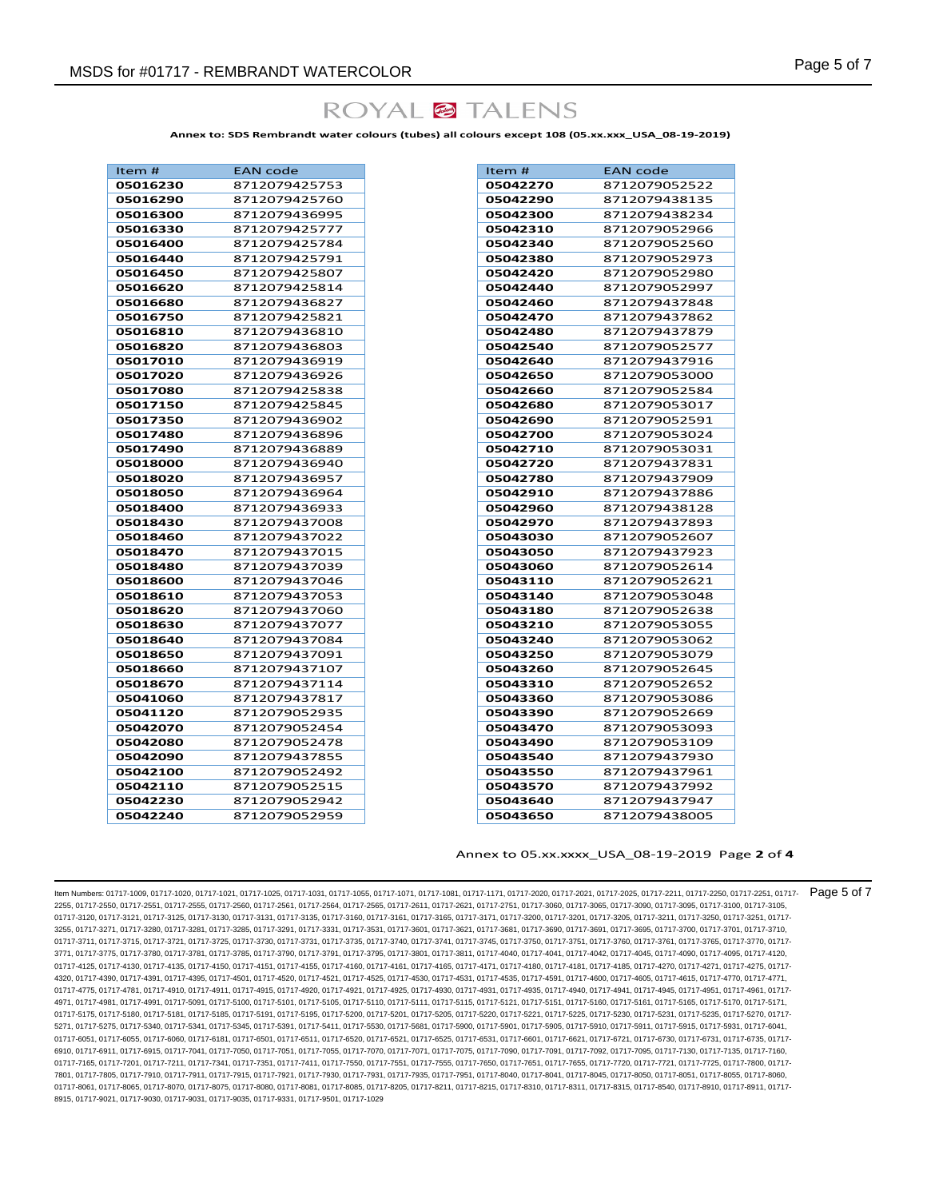ROYAL TALENS

**Annex to: SDS Rembrandt water colours (tubes) all colours except 108 (05.xx.xxx_USA_08-19-2019)**

| Item # | EAN code |
|---|---|
| 05016230 | 8712079425753 |
| 05016290 | 8712079425760 |
| 05016300 | 8712079436995 |
| 05016330 | 8712079425777 |
| 05016400 | 8712079425784 |
| 05016440 | 8712079425791 |
| 05016450 | 8712079425807 |
| 05016620 | 8712079425814 |
| 05016680 | 8712079436827 |
| 05016750 | 8712079425821 |
| 05016810 | 8712079436810 |
| 05016820 | 8712079436803 |
| 05017010 | 8712079436919 |
| 05017020 | 8712079436926 |
| 05017080 | 8712079425838 |
| 05017150 | 8712079425845 |
| 05017350 | 8712079436902 |
| 05017480 | 8712079436896 |
| 05017490 | 8712079436889 |
| 05018000 | 8712079436940 |
| 05018020 | 8712079436957 |
| 05018050 | 8712079436964 |
| 05018400 | 8712079436933 |
| 05018430 | 8712079437008 |
| 05018460 | 8712079437022 |
| 05018470 | 8712079437015 |
| 05018480 | 8712079437039 |
| 05018600 | 8712079437046 |
| 05018610 | 8712079437053 |
| 05018620 | 8712079437060 |
| 05018630 | 8712079437077 |
| 05018640 | 8712079437084 |
| 05018650 | 8712079437091 |
| 05018660 | 8712079437107 |
| 05018670 | 8712079437114 |
| 05041060 | 8712079437817 |
| 05041120 | 8712079052935 |
| 05042070 | 8712079052454 |
| 05042080 | 8712079052478 |
| 05042090 | 8712079437855 |
| 05042100 | 8712079052492 |
| 05042110 | 8712079052515 |
| 05042230 | 8712079052942 |
| 05042240 | 8712079052959 |

| Item # | EAN code |
|---|---|
| 05042270 | 8712079052522 |
| 05042290 | 8712079438135 |
| 05042300 | 8712079438234 |
| 05042310 | 8712079052966 |
| 05042340 | 8712079052560 |
| 05042380 | 8712079052973 |
| 05042420 | 8712079052980 |
| 05042440 | 8712079052997 |
| 05042460 | 8712079437848 |
| 05042470 | 8712079437862 |
| 05042480 | 8712079437879 |
| 05042540 | 8712079052577 |
| 05042640 | 8712079437916 |
| 05042650 | 8712079053000 |
| 05042660 | 8712079052584 |
| 05042680 | 8712079053017 |
| 05042690 | 8712079052591 |
| 05042700 | 8712079053024 |
| 05042710 | 8712079053031 |
| 05042720 | 8712079437831 |
| 05042780 | 8712079437909 |
| 05042910 | 8712079437886 |
| 05042960 | 8712079438128 |
| 05042970 | 8712079437893 |
| 05043030 | 8712079052607 |
| 05043050 | 8712079437923 |
| 05043060 | 8712079052614 |
| 05043110 | 8712079052621 |
| 05043140 | 8712079053048 |
| 05043180 | 8712079052638 |
| 05043210 | 8712079053055 |
| 05043240 | 8712079053062 |
| 05043250 | 8712079053079 |
| 05043260 | 8712079052645 |
| 05043310 | 8712079052652 |
| 05043360 | 8712079053086 |
| 05043390 | 8712079052669 |
| 05043470 | 8712079053093 |
| 05043490 | 8712079053109 |
| 05043540 | 8712079437930 |
| 05043550 | 8712079437961 |
| 05043570 | 8712079437992 |
| 05043640 | 8712079437947 |
| 05043650 | 8712079438005 |

Annex to 05.xx.xxxx_USA_08-19-2019 Page **2** of **4**

Item Numbers: 01717-1009, 01717-1020, 01717-1021, 01717-1025, 01717-1031, 01717-1055, 01717-1071, 01717-1081, 01717-1171, 01717-2020, 01717-2021, 01717-2025, 01717-2211, 01717-2250, 01717-2251, 01717-2255, 01717-2550, 01717-2551, 01717-2555, 01717-2560, 01717-2561, 01717-2564, 01717-2565, 01717-2611, 01717-2621, 01717-2751, 01717-3060, 01717-3065, 01717-3090, 01717-3095, 01717-3100, 01717-3105, 01717-3120, 01717-3121, 01717-3125, 01717-3130, 01717-3131, 01717-3135, 01717-3160, 01717-3161, 01717-3165, 01717-3171, 01717-3200, 01717-3201, 01717-3205, 01717-3211, 01717-3250, 01717-3251, 01717-3255, 01717-3271, 01717-3280, 01717-3281, 01717-3285, 01717-3291, 01717-3331, 01717-3531, 01717-3601, 01717-3621, 01717-3681, 01717-3690, 01717-3691, 01717-3695, 01717-3700, 01717-3701, 01717-3710, 01717-3711, 01717-3715, 01717-3721, 01717-3725, 01717-3730, 01717-3731, 01717-3735, 01717-3740, 01717-3741, 01717-3745, 01717-3750, 01717-3751, 01717-3760, 01717-3761, 01717-3765, 01717-3770, 01717-3771, 01717-3775, 01717-3780, 01717-3781, 01717-3785, 01717-3790, 01717-3791, 01717-3795, 01717-3801, 01717-3811, 01717-4040, 01717-4041, 01717-4042, 01717-4045, 01717-4090, 01717-4095, 01717-4120, 01717-4125, 01717-4130, 01717-4135, 01717-4150, 01717-4151, 01717-4155, 01717-4160, 01717-4161, 01717-4165, 01717-4171, 01717-4180, 01717-4181, 01717-4185, 01717-4270, 01717-4271, 01717-4275, 01717-4320, 01717-4390, 01717-4391, 01717-4395, 01717-4501, 01717-4520, 01717-4521, 01717-4525, 01717-4530, 01717-4531, 01717-4535, 01717-4591, 01717-4600, 01717-4605, 01717-4615, 01717-4770, 01717-4771, 01717-4775, 01717-4781, 01717-4910, 01717-4911, 01717-4915, 01717-4920, 01717-4921, 01717-4925, 01717-4930, 01717-4931, 01717-4935, 01717-4940, 01717-4941, 01717-4945, 01717-4951, 01717-4961, 01717-4971, 01717-4981, 01717-4991, 01717-5091, 01717-5100, 01717-5101, 01717-5105, 01717-5110, 01717-5111, 01717-5115, 01717-5121, 01717-5151, 01717-5160, 01717-5161, 01717-5165, 01717-5170, 01717-5171, 01717-5175, 01717-5180, 01717-5181, 01717-5185, 01717-5191, 01717-5195, 01717-5200, 01717-5201, 01717-5205, 01717-5220, 01717-5221, 01717-5225, 01717-5230, 01717-5231, 01717-5235, 01717-5270, 01717-5271, 01717-5275, 01717-5340, 01717-5341, 01717-5345, 01717-5391, 01717-5411, 01717-5530, 01717-5681, 01717-5900, 01717-5901, 01717-5905, 01717-5910, 01717-5911, 01717-5915, 01717-5931, 01717-6041, 01717-6051, 01717-6055, 01717-6060, 01717-6181, 01717-6501, 01717-6511, 01717-6520, 01717-6521, 01717-6525, 01717-6531, 01717-6601, 01717-6621, 01717-6721, 01717-6730, 01717-6731, 01717-6735, 01717-6910, 01717-6911, 01717-6915, 01717-7041, 01717-7050, 01717-7051, 01717-7055, 01717-7070, 01717-7071, 01717-7075, 01717-7090, 01717-7091, 01717-7092, 01717-7095, 01717-7130, 01717-7135, 01717-7160, 01717-7165, 01717-7201, 01717-7211, 01717-7341, 01717-7351, 01717-7411, 01717-7550, 01717-7551, 01717-7555, 01717-7650, 01717-7651, 01717-7655, 01717-7720, 01717-7721, 01717-7725, 01717-7800, 01717-7801, 01717-7805, 01717-7910, 01717-7911, 01717-7915, 01717-7921, 01717-7930, 01717-7931, 01717-7935, 01717-7951, 01717-8040, 01717-8041, 01717-8045, 01717-8050, 01717-8051, 01717-8055, 01717-8060, 01717-8061, 01717-8065, 01717-8070, 01717-8075, 01717-8080, 01717-8081, 01717-8085, 01717-8205, 01717-8211, 01717-8215, 01717-8310, 01717-8311, 01717-8315, 01717-8540, 01717-8910, 01717-8911, 01717-8915, 01717-9021, 01717-9030, 01717-9031, 01717-9035, 01717-9331, 01717-9501, 01717-1029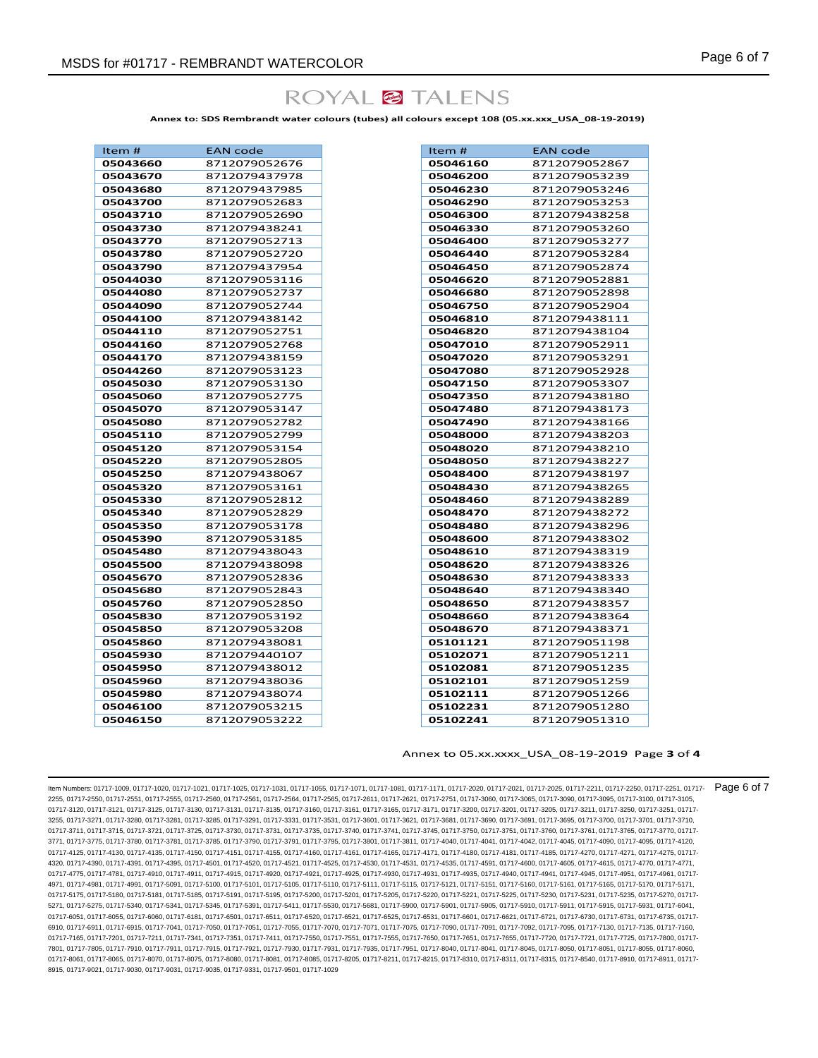ROYAL TALENS

**Annex to: SDS Rembrandt water colours (tubes) all colours except 108 (05.xx.xxx_USA_08-19-2019)**

| Item # | EAN code |
|---|---|
| **05043660** | 8712079052676 |
| **05043670** | 8712079437978 |
| **05043680** | 8712079437985 |
| **05043700** | 8712079052683 |
| **05043710** | 8712079052690 |
| **05043730** | 8712079438241 |
| **05043770** | 8712079052713 |
| **05043780** | 8712079052720 |
| **05043790** | 8712079437954 |
| **05044030** | 8712079053116 |
| **05044080** | 8712079052737 |
| **05044090** | 8712079052744 |
| **05044100** | 8712079438142 |
| **05044110** | 8712079052751 |
| **05044160** | 8712079052768 |
| **05044170** | 8712079438159 |
| **05044260** | 8712079053123 |
| **05045030** | 8712079053130 |
| **05045060** | 8712079052775 |
| **05045070** | 8712079053147 |
| **05045080** | 8712079052782 |
| **05045110** | 8712079052799 |
| **05045120** | 8712079053154 |
| **05045220** | 8712079052805 |
| **05045250** | 8712079438067 |
| **05045320** | 8712079053161 |
| **05045330** | 8712079052812 |
| **05045340** | 8712079052829 |
| **05045350** | 8712079053178 |
| **05045390** | 8712079053185 |
| **05045480** | 8712079438043 |
| **05045500** | 8712079438098 |
| **05045670** | 8712079052836 |
| **05045680** | 8712079052843 |
| **05045760** | 8712079052850 |
| **05045830** | 8712079053192 |
| **05045850** | 8712079053208 |
| **05045860** | 8712079438081 |
| **05045930** | 8712079440107 |
| **05045950** | 8712079438012 |
| **05045960** | 8712079438036 |
| **05045980** | 8712079438074 |
| **05046100** | 8712079053215 |
| **05046150** | 8712079053222 |

| Item # | EAN code |
|---|---|
| **05046160** | 8712079052867 |
| **05046200** | 8712079053239 |
| **05046230** | 8712079053246 |
| **05046290** | 8712079053253 |
| **05046300** | 8712079438258 |
| **05046330** | 8712079053260 |
| **05046400** | 8712079053277 |
| **05046440** | 8712079053284 |
| **05046450** | 8712079052874 |
| **05046620** | 8712079052881 |
| **05046680** | 8712079052898 |
| **05046750** | 8712079052904 |
| **05046810** | 8712079438111 |
| **05046820** | 8712079438104 |
| **05047010** | 8712079052911 |
| **05047020** | 8712079053291 |
| **05047080** | 8712079052928 |
| **05047150** | 8712079053307 |
| **05047350** | 8712079438180 |
| **05047480** | 8712079438173 |
| **05047490** | 8712079438166 |
| **05048000** | 8712079438203 |
| **05048020** | 8712079438210 |
| **05048050** | 8712079438227 |
| **05048400** | 8712079438197 |
| **05048430** | 8712079438265 |
| **05048460** | 8712079438289 |
| **05048470** | 8712079438272 |
| **05048480** | 8712079438296 |
| **05048600** | 8712079438302 |
| **05048610** | 8712079438319 |
| **05048620** | 8712079438326 |
| **05048630** | 8712079438333 |
| **05048640** | 8712079438340 |
| **05048650** | 8712079438357 |
| **05048660** | 8712079438364 |
| **05048670** | 8712079438371 |
| **05101121** | 8712079051198 |
| **05102071** | 8712079051211 |
| **05102081** | 8712079051235 |
| **05102101** | 8712079051259 |
| **05102111** | 8712079051266 |
| **05102231** | 8712079051280 |
| **05102241** | 8712079051310 |

Annex to 05.xx.xxxx_USA_08-19-2019 Page **3** of **4**

Item Numbers: 01717-1009, 01717-1020, 01717-1021, 01717-1025, 01717-1031, 01717-1055, 01717-1071, 01717-1081, 01717-1171, 01717-2020, 01717-2021, 01717-2025, 01717-2211, 01717-2250, 01717-2251, 01717-2255, 01717-2550, 01717-2551, 01717-2555, 01717-2560, 01717-2561, 01717-2564, 01717-2565, 01717-2611, 01717-2621, 01717-2751, 01717-3060, 01717-3065, 01717-3090, 01717-3095, 01717-3100, 01717-3105, 01717-3120, 01717-3121, 01717-3125, 01717-3130, 01717-3131, 01717-3135, 01717-3160, 01717-3161, 01717-3165, 01717-3171, 01717-3200, 01717-3201, 01717-3205, 01717-3211, 01717-3250, 01717-3251, 01717-3255, 01717-3271, 01717-3280, 01717-3281, 01717-3285, 01717-3291, 01717-3331, 01717-3531, 01717-3601, 01717-3621, 01717-3681, 01717-3690, 01717-3691, 01717-3695, 01717-3700, 01717-3701, 01717-3710, 01717-3711, 01717-3715, 01717-3721, 01717-3725, 01717-3730, 01717-3731, 01717-3735, 01717-3740, 01717-3741, 01717-3745, 01717-3750, 01717-3751, 01717-3760, 01717-3761, 01717-3765, 01717-3770, 01717-3771, 01717-3775, 01717-3780, 01717-3781, 01717-3785, 01717-3790, 01717-3791, 01717-3795, 01717-3801, 01717-3811, 01717-4040, 01717-4041, 01717-4042, 01717-4045, 01717-4090, 01717-4095, 01717-4120, 01717-4125, 01717-4130, 01717-4135, 01717-4150, 01717-4151, 01717-4155, 01717-4160, 01717-4161, 01717-4165, 01717-4171, 01717-4180, 01717-4181, 01717-4185, 01717-4270, 01717-4271, 01717-4275, 01717-4320, 01717-4390, 01717-4391, 01717-4395, 01717-4501, 01717-4520, 01717-4521, 01717-4525, 01717-4530, 01717-4531, 01717-4535, 01717-4591, 01717-4600, 01717-4605, 01717-4615, 01717-4770, 01717-4771, 01717-4775, 01717-4781, 01717-4910, 01717-4911, 01717-4915, 01717-4920, 01717-4921, 01717-4925, 01717-4930, 01717-4931, 01717-4935, 01717-4940, 01717-4941, 01717-4945, 01717-4951, 01717-4961, 01717-4971, 01717-4981, 01717-4991, 01717-5091, 01717-5100, 01717-5101, 01717-5105, 01717-5110, 01717-5111, 01717-5115, 01717-5121, 01717-5151, 01717-5160, 01717-5161, 01717-5165, 01717-5170, 01717-5171, 01717-5175, 01717-5180, 01717-5181, 01717-5185, 01717-5191, 01717-5195, 01717-5200, 01717-5201, 01717-5205, 01717-5220, 01717-5221, 01717-5225, 01717-5230, 01717-5231, 01717-5235, 01717-5270, 01717-5271, 01717-5275, 01717-5340, 01717-5341, 01717-5345, 01717-5391, 01717-5411, 01717-5530, 01717-5681, 01717-5900, 01717-5901, 01717-5905, 01717-5910, 01717-5911, 01717-5915, 01717-5931, 01717-6041, 01717-6051, 01717-6055, 01717-6060, 01717-6181, 01717-6501, 01717-6511, 01717-6520, 01717-6521, 01717-6525, 01717-6531, 01717-6601, 01717-6621, 01717-6721, 01717-6730, 01717-6731, 01717-6735, 01717-6910, 01717-6911, 01717-6915, 01717-7041, 01717-7050, 01717-7051, 01717-7055, 01717-7070, 01717-7071, 01717-7075, 01717-7090, 01717-7091, 01717-7092, 01717-7095, 01717-7130, 01717-7135, 01717-7160, 01717-7165, 01717-7201, 01717-7211, 01717-7341, 01717-7351, 01717-7411, 01717-7550, 01717-7551, 01717-7555, 01717-7650, 01717-7651, 01717-7655, 01717-7720, 01717-7721, 01717-7725, 01717-7800, 01717-7801, 01717-7805, 01717-7910, 01717-7911, 01717-7915, 01717-7921, 01717-7930, 01717-7931, 01717-7935, 01717-7951, 01717-8040, 01717-8041, 01717-8045, 01717-8050, 01717-8051, 01717-8055, 01717-8060, 01717-8061, 01717-8065, 01717-8070, 01717-8075, 01717-8080, 01717-8081, 01717-8085, 01717-8205, 01717-8211, 01717-8215, 01717-8310, 01717-8311, 01717-8315, 01717-8540, 01717-8910, 01717-8911, 01717-8915, 01717-9021, 01717-9030, 01717-9031, 01717-9035, 01717-9331, 01717-9501, 01717-1029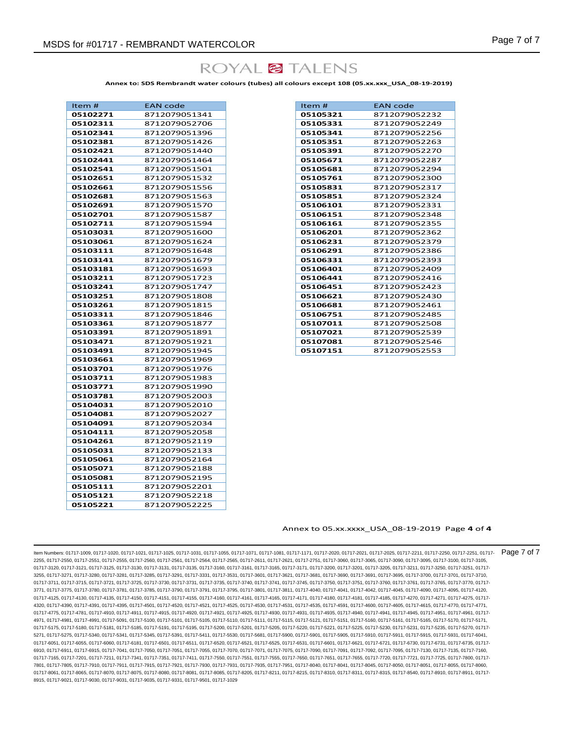ROYAL TALENS

**Annex to: SDS Rembrandt water colours (tubes) all colours except 108 (05.xx.xxx_USA_08-19-2019)**

| Item # | EAN code |
|---|---|
| **05102271** | 8712079051341 |
| **05102311** | 8712079052706 |
| **05102341** | 8712079051396 |
| **05102381** | 8712079051426 |
| **05102421** | 8712079051440 |
| **05102441** | 8712079051464 |
| **05102541** | 8712079051501 |
| **05102651** | 8712079051532 |
| **05102661** | 8712079051556 |
| **05102681** | 8712079051563 |
| **05102691** | 8712079051570 |
| **05102701** | 8712079051587 |
| **05102711** | 8712079051594 |
| **05103031** | 8712079051600 |
| **05103061** | 8712079051624 |
| **05103111** | 8712079051648 |
| **05103141** | 8712079051679 |
| **05103181** | 8712079051693 |
| **05103211** | 8712079051723 |
| **05103241** | 8712079051747 |
| **05103251** | 8712079051808 |
| **05103261** | 8712079051815 |
| **05103311** | 8712079051846 |
| **05103361** | 8712079051877 |
| **05103391** | 8712079051891 |
| **05103471** | 8712079051921 |
| **05103491** | 8712079051945 |
| **05103661** | 8712079051969 |
| **05103701** | 8712079051976 |
| **05103711** | 8712079051983 |
| **05103771** | 8712079051990 |
| **05103781** | 8712079052003 |
| **05104031** | 8712079052010 |
| **05104081** | 8712079052027 |
| **05104091** | 8712079052034 |
| **05104111** | 8712079052058 |
| **05104261** | 8712079052119 |
| **05105031** | 8712079052133 |
| **05105061** | 8712079052164 |
| **05105071** | 8712079052188 |
| **05105081** | 8712079052195 |
| **05105111** | 8712079052201 |
| **05105121** | 8712079052218 |
| **05105221** | 8712079052225 |
| **05105321** | 8712079052232 |
| **05105331** | 8712079052249 |
| **05105341** | 8712079052256 |
| **05105351** | 8712079052263 |
| **05105391** | 8712079052270 |
| **05105671** | 8712079052287 |
| **05105681** | 8712079052294 |
| **05105761** | 8712079052300 |
| **05105831** | 8712079052317 |
| **05105851** | 8712079052324 |
| **05106101** | 8712079052331 |
| **05106151** | 8712079052348 |
| **05106161** | 8712079052355 |
| **05106201** | 8712079052362 |
| **05106231** | 8712079052379 |
| **05106291** | 8712079052386 |
| **05106331** | 8712079052393 |
| **05106401** | 8712079052409 |
| **05106441** | 8712079052416 |
| **05106451** | 8712079052423 |
| **05106621** | 8712079052430 |
| **05106681** | 8712079052461 |
| **05106751** | 8712079052485 |
| **05107011** | 8712079052508 |
| **05107021** | 8712079052539 |
| **05107081** | 8712079052546 |
| **05107151** | 8712079052553 |

Annex to 05.xx.xxxx_USA_08-19-2019 Page **4** of **4**

Item Numbers: 01717-1009, 01717-1020, 01717-1021, 01717-1025, 01717-1031, 01717-1055, 01717-1071, 01717-1081, 01717-1171, 01717-2020, 01717-2021, 01717-2025, 01717-2211, 01717-2250, 01717-2251, 01717-2255, 01717-2550, 01717-2551, 01717-2555, 01717-2560, 01717-2561, 01717-2564, 01717-2565, 01717-2611, 01717-2621, 01717-2751, 01717-3060, 01717-3065, 01717-3090, 01717-3095, 01717-3100, 01717-3105, 01717-3120, 01717-3121, 01717-3125, 01717-3130, 01717-3131, 01717-3135, 01717-3160, 01717-3161, 01717-3165, 01717-3171, 01717-3200, 01717-3201, 01717-3205, 01717-3211, 01717-3250, 01717-3251, 01717-3255, 01717-3271, 01717-3280, 01717-3281, 01717-3285, 01717-3291, 01717-3331, 01717-3531, 01717-3601, 01717-3621, 01717-3681, 01717-3690, 01717-3691, 01717-3695, 01717-3700, 01717-3701, 01717-3710, 01717-3711, 01717-3715, 01717-3721, 01717-3725, 01717-3730, 01717-3731, 01717-3735, 01717-3740, 01717-3741, 01717-3745, 01717-3750, 01717-3751, 01717-3760, 01717-3761, 01717-3765, 01717-3770, 01717-3771, 01717-3775, 01717-3780, 01717-3781, 01717-3785, 01717-3790, 01717-3791, 01717-3795, 01717-3801, 01717-3811, 01717-4040, 01717-4041, 01717-4042, 01717-4045, 01717-4090, 01717-4095, 01717-4120, 01717-4125, 01717-4130, 01717-4135, 01717-4150, 01717-4151, 01717-4155, 01717-4160, 01717-4161, 01717-4165, 01717-4171, 01717-4180, 01717-4181, 01717-4185, 01717-4270, 01717-4271, 01717-4275, 01717-4320, 01717-4390, 01717-4391, 01717-4395, 01717-4501, 01717-4520, 01717-4521, 01717-4525, 01717-4530, 01717-4531, 01717-4535, 01717-4591, 01717-4600, 01717-4605, 01717-4615, 01717-4770, 01717-4771, 01717-4775, 01717-4781, 01717-4910, 01717-4911, 01717-4915, 01717-4920, 01717-4921, 01717-4925, 01717-4930, 01717-4931, 01717-4935, 01717-4940, 01717-4941, 01717-4945, 01717-4951, 01717-4961, 01717-4971, 01717-4981, 01717-4991, 01717-5091, 01717-5100, 01717-5101, 01717-5105, 01717-5110, 01717-5111, 01717-5115, 01717-5121, 01717-5151, 01717-5160, 01717-5161, 01717-5165, 01717-5170, 01717-5171, 01717-5175, 01717-5180, 01717-5181, 01717-5185, 01717-5191, 01717-5195, 01717-5200, 01717-5201, 01717-5205, 01717-5220, 01717-5221, 01717-5225, 01717-5230, 01717-5231, 01717-5235, 01717-5270, 01717-5271, 01717-5275, 01717-5340, 01717-5341, 01717-5345, 01717-5391, 01717-5411, 01717-5530, 01717-5681, 01717-5900, 01717-5901, 01717-5905, 01717-5910, 01717-5911, 01717-5915, 01717-5931, 01717-6041, 01717-6051, 01717-6055, 01717-6060, 01717-6181, 01717-6501, 01717-6511, 01717-6520, 01717-6521, 01717-6525, 01717-6531, 01717-6601, 01717-6621, 01717-6721, 01717-6730, 01717-6731, 01717-6735, 01717-6910, 01717-6911, 01717-6915, 01717-7041, 01717-7050, 01717-7051, 01717-7055, 01717-7070, 01717-7071, 01717-7075, 01717-7090, 01717-7091, 01717-7092, 01717-7095, 01717-7130, 01717-7135, 01717-7160, 01717-7165, 01717-7201, 01717-7211, 01717-7341, 01717-7351, 01717-7411, 01717-7550, 01717-7551, 01717-7555, 01717-7650, 01717-7651, 01717-7655, 01717-7720, 01717-7721, 01717-7725, 01717-7800, 01717-7801, 01717-7805, 01717-7910, 01717-7911, 01717-7915, 01717-7921, 01717-7930, 01717-7931, 01717-7935, 01717-7951, 01717-8040, 01717-8041, 01717-8045, 01717-8050, 01717-8051, 01717-8055, 01717-8060, 01717-8061, 01717-8065, 01717-8070, 01717-8075, 01717-8080, 01717-8081, 01717-8085, 01717-8205, 01717-8211, 01717-8215, 01717-8310, 01717-8311, 01717-8315, 01717-8540, 01717-8910, 01717-8911, 01717-8915, 01717-9021, 01717-9030, 01717-9031, 01717-9035, 01717-9331, 01717-9501, 01717-1029